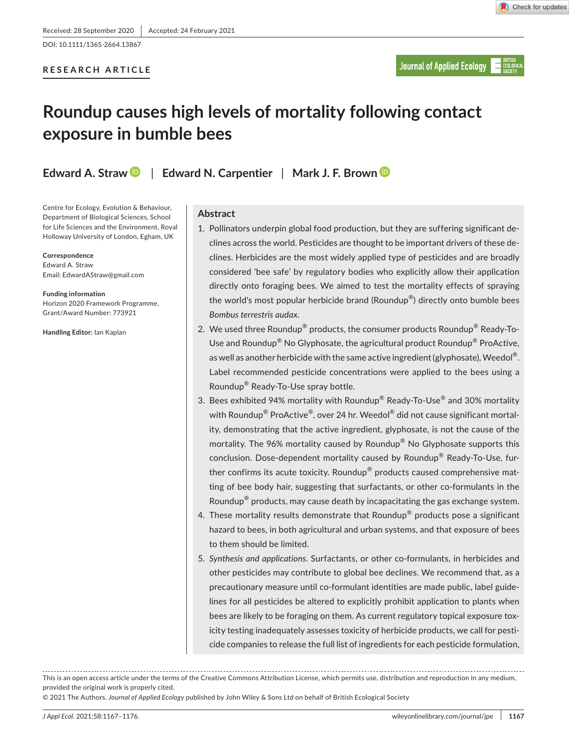Received: 28 September 2020 | Accepted: 24 February 2021

DOI: 10.1111/1365-2664.13867

RESEARCH ARTICLE

# Roundup causes high levels of mortality following contact exposure in bumble bees

**Edward A. Straw** | **Edward N. Carpentier** | **Mark J. F. Brown**

Centre for Ecology, Evolution & Behaviour, Department of Biological Sciences, School for Life Sciences and the Environment, Royal Holloway University of London, Egham, UK

**Correspondence**
Edward A. Straw
Email: EdwardAStraw@gmail.com

**Funding information**
Horizon 2020 Framework Programme, Grant/Award Number: 773921

**Handling Editor:** Ian Kaplan

## Abstract

1. Pollinators underpin global food production, but they are suffering significant declines across the world. Pesticides are thought to be important drivers of these declines. Herbicides are the most widely applied type of pesticides and are broadly considered 'bee safe' by regulatory bodies who explicitly allow their application directly onto foraging bees. We aimed to test the mortality effects of spraying the world's most popular herbicide brand (Roundup®) directly onto bumble bees *Bombus terrestris audax*.
2. We used three Roundup® products, the consumer products Roundup® Ready-To-Use and Roundup® No Glyphosate, the agricultural product Roundup® ProActive, as well as another herbicide with the same active ingredient (glyphosate), Weedol®. Label recommended pesticide concentrations were applied to the bees using a Roundup® Ready-To-Use spray bottle.
3. Bees exhibited 94% mortality with Roundup® Ready-To-Use® and 30% mortality with Roundup® ProActive®, over 24 hr. Weedol® did not cause significant mortality, demonstrating that the active ingredient, glyphosate, is not the cause of the mortality. The 96% mortality caused by Roundup® No Glyphosate supports this conclusion. Dose-dependent mortality caused by Roundup® Ready-To-Use, further confirms its acute toxicity. Roundup® products caused comprehensive matting of bee body hair, suggesting that surfactants, or other co-formulants in the Roundup® products, may cause death by incapacitating the gas exchange system.
4. These mortality results demonstrate that Roundup® products pose a significant hazard to bees, in both agricultural and urban systems, and that exposure of bees to them should be limited.
5. *Synthesis and applications*. Surfactants, or other co-formulants, in herbicides and other pesticides may contribute to global bee declines. We recommend that, as a precautionary measure until co-formulant identities are made public, label guidelines for all pesticides be altered to explicitly prohibit application to plants when bees are likely to be foraging on them. As current regulatory topical exposure toxicity testing inadequately assesses toxicity of herbicide products, we call for pesticide companies to release the full list of ingredients for each pesticide formulation,

This is an open access article under the terms of the Creative Commons Attribution License, which permits use, distribution and reproduction in any medium, provided the original work is properly cited.
© 2021 The Authors. *Journal of Applied Ecology* published by John Wiley & Sons Ltd on behalf of British Ecological Society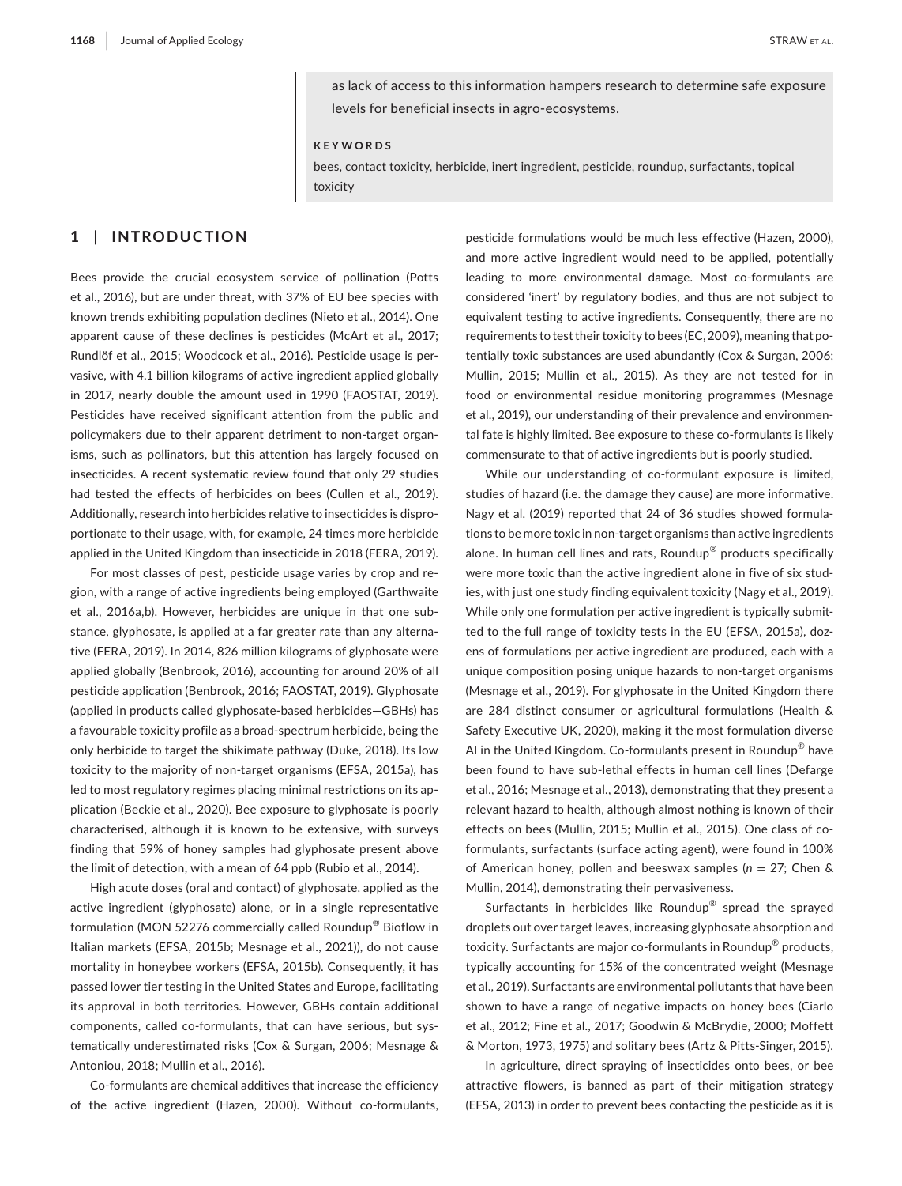as lack of access to this information hampers research to determine safe exposure levels for beneficial insects in agro-ecosystems.

**KEYWORDS**

bees, contact toxicity, herbicide, inert ingredient, pesticide, roundup, surfactants, topical toxicity

## 1 | INTRODUCTION

Bees provide the crucial ecosystem service of pollination (Potts et al., 2016), but are under threat, with 37% of EU bee species with known trends exhibiting population declines (Nieto et al., 2014). One apparent cause of these declines is pesticides (McArt et al., 2017; Rundlöf et al., 2015; Woodcock et al., 2016). Pesticide usage is pervasive, with 4.1 billion kilograms of active ingredient applied globally in 2017, nearly double the amount used in 1990 (FAOSTAT, 2019). Pesticides have received significant attention from the public and policymakers due to their apparent detriment to non-target organisms, such as pollinators, but this attention has largely focused on insecticides. A recent systematic review found that only 29 studies had tested the effects of herbicides on bees (Cullen et al., 2019). Additionally, research into herbicides relative to insecticides is disproportionate to their usage, with, for example, 24 times more herbicide applied in the United Kingdom than insecticide in 2018 (FERA, 2019).

For most classes of pest, pesticide usage varies by crop and region, with a range of active ingredients being employed (Garthwaite et al., 2016a,b). However, herbicides are unique in that one substance, glyphosate, is applied at a far greater rate than any alternative (FERA, 2019). In 2014, 826 million kilograms of glyphosate were applied globally (Benbrook, 2016), accounting for around 20% of all pesticide application (Benbrook, 2016; FAOSTAT, 2019). Glyphosate (applied in products called glyphosate-based herbicides—GBHs) has a favourable toxicity profile as a broad-spectrum herbicide, being the only herbicide to target the shikimate pathway (Duke, 2018). Its low toxicity to the majority of non-target organisms (EFSA, 2015a), has led to most regulatory regimes placing minimal restrictions on its application (Beckie et al., 2020). Bee exposure to glyphosate is poorly characterised, although it is known to be extensive, with surveys finding that 59% of honey samples had glyphosate present above the limit of detection, with a mean of 64 ppb (Rubio et al., 2014).

High acute doses (oral and contact) of glyphosate, applied as the active ingredient (glyphosate) alone, or in a single representative formulation (MON 52276 commercially called Roundup® Bioflow in Italian markets (EFSA, 2015b; Mesnage et al., 2021)), do not cause mortality in honeybee workers (EFSA, 2015b). Consequently, it has passed lower tier testing in the United States and Europe, facilitating its approval in both territories. However, GBHs contain additional components, called co-formulants, that can have serious, but systematically underestimated risks (Cox & Surgan, 2006; Mesnage & Antoniou, 2018; Mullin et al., 2016).

Co-formulants are chemical additives that increase the efficiency of the active ingredient (Hazen, 2000). Without co-formulants, pesticide formulations would be much less effective (Hazen, 2000), and more active ingredient would need to be applied, potentially leading to more environmental damage. Most co-formulants are considered 'inert' by regulatory bodies, and thus are not subject to equivalent testing to active ingredients. Consequently, there are no requirements to test their toxicity to bees (EC, 2009), meaning that potentially toxic substances are used abundantly (Cox & Surgan, 2006; Mullin, 2015; Mullin et al., 2015). As they are not tested for in food or environmental residue monitoring programmes (Mesnage et al., 2019), our understanding of their prevalence and environmental fate is highly limited. Bee exposure to these co-formulants is likely commensurate to that of active ingredients but is poorly studied.

While our understanding of co-formulant exposure is limited, studies of hazard (i.e. the damage they cause) are more informative. Nagy et al. (2019) reported that 24 of 36 studies showed formulations to be more toxic in non-target organisms than active ingredients alone. In human cell lines and rats, Roundup® products specifically were more toxic than the active ingredient alone in five of six studies, with just one study finding equivalent toxicity (Nagy et al., 2019). While only one formulation per active ingredient is typically submitted to the full range of toxicity tests in the EU (EFSA, 2015a), dozens of formulations per active ingredient are produced, each with a unique composition posing unique hazards to non-target organisms (Mesnage et al., 2019). For glyphosate in the United Kingdom there are 284 distinct consumer or agricultural formulations (Health & Safety Executive UK, 2020), making it the most formulation diverse AI in the United Kingdom. Co-formulants present in Roundup® have been found to have sub-lethal effects in human cell lines (Defarge et al., 2016; Mesnage et al., 2013), demonstrating that they present a relevant hazard to health, although almost nothing is known of their effects on bees (Mullin, 2015; Mullin et al., 2015). One class of co-formulants, surfactants (surface acting agent), were found in 100% of American honey, pollen and beeswax samples ($n$ = 27; Chen & Mullin, 2014), demonstrating their pervasiveness.

Surfactants in herbicides like Roundup® spread the sprayed droplets out over target leaves, increasing glyphosate absorption and toxicity. Surfactants are major co-formulants in Roundup® products, typically accounting for 15% of the concentrated weight (Mesnage et al., 2019). Surfactants are environmental pollutants that have been shown to have a range of negative impacts on honey bees (Ciarlo et al., 2012; Fine et al., 2017; Goodwin & McBrydie, 2000; Moffett & Morton, 1973, 1975) and solitary bees (Artz & Pitts-Singer, 2015).

In agriculture, direct spraying of insecticides onto bees, or bee attractive flowers, is banned as part of their mitigation strategy (EFSA, 2013) in order to prevent bees contacting the pesticide as it is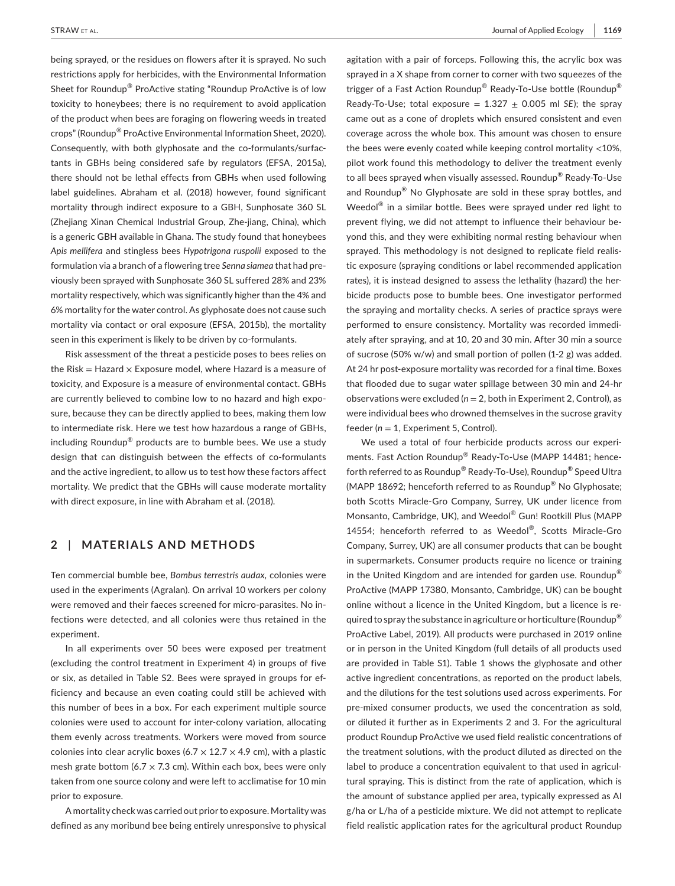being sprayed, or the residues on flowers after it is sprayed. No such restrictions apply for herbicides, with the Environmental Information Sheet for Roundup® ProActive stating "Roundup ProActive is of low toxicity to honeybees; there is no requirement to avoid application of the product when bees are foraging on flowering weeds in treated crops" (Roundup® ProActive Environmental Information Sheet, 2020). Consequently, with both glyphosate and the co-formulants/surfactants in GBHs being considered safe by regulators (EFSA, 2015a), there should not be lethal effects from GBHs when used following label guidelines. Abraham et al. (2018) however, found significant mortality through indirect exposure to a GBH, Sunphosate 360 SL (Zhejiang Xinan Chemical Industrial Group, Zhe-jiang, China), which is a generic GBH available in Ghana. The study found that honeybees *Apis mellifera* and stingless bees *Hypotrigona ruspolii* exposed to the formulation via a branch of a flowering tree *Senna siamea* that had previously been sprayed with Sunphosate 360 SL suffered 28% and 23% mortality respectively, which was significantly higher than the 4% and 6% mortality for the water control. As glyphosate does not cause such mortality via contact or oral exposure (EFSA, 2015b), the mortality seen in this experiment is likely to be driven by co-formulants.

Risk assessment of the threat a pesticide poses to bees relies on the Risk = Hazard × Exposure model, where Hazard is a measure of toxicity, and Exposure is a measure of environmental contact. GBHs are currently believed to combine low to no hazard and high exposure, because they can be directly applied to bees, making them low to intermediate risk. Here we test how hazardous a range of GBHs, including Roundup® products are to bumble bees. We use a study design that can distinguish between the effects of co-formulants and the active ingredient, to allow us to test how these factors affect mortality. We predict that the GBHs will cause moderate mortality with direct exposure, in line with Abraham et al. (2018).

## 2 | MATERIALS AND METHODS

Ten commercial bumble bee, *Bombus terrestris audax*, colonies were used in the experiments (Agralan). On arrival 10 workers per colony were removed and their faeces screened for micro-parasites. No infections were detected, and all colonies were thus retained in the experiment.

In all experiments over 50 bees were exposed per treatment (excluding the control treatment in Experiment 4) in groups of five or six, as detailed in Table S2. Bees were sprayed in groups for efficiency and because an even coating could still be achieved with this number of bees in a box. For each experiment multiple source colonies were used to account for inter-colony variation, allocating them evenly across treatments. Workers were moved from source colonies into clear acrylic boxes (6.7 × 12.7 × 4.9 cm), with a plastic mesh grate bottom (6.7 × 7.3 cm). Within each box, bees were only taken from one source colony and were left to acclimatise for 10 min prior to exposure.

A mortality check was carried out prior to exposure. Mortality was defined as any moribund bee being entirely unresponsive to physical agitation with a pair of forceps. Following this, the acrylic box was sprayed in a X shape from corner to corner with two squeezes of the trigger of a Fast Action Roundup® Ready-To-Use bottle (Roundup® Ready-To-Use; total exposure = 1.327 ± 0.005 ml *SE*); the spray came out as a cone of droplets which ensured consistent and even coverage across the whole box. This amount was chosen to ensure the bees were evenly coated while keeping control mortality <10%, pilot work found this methodology to deliver the treatment evenly to all bees sprayed when visually assessed. Roundup® Ready-To-Use and Roundup® No Glyphosate are sold in these spray bottles, and Weedol® in a similar bottle. Bees were sprayed under red light to prevent flying, we did not attempt to influence their behaviour beyond this, and they were exhibiting normal resting behaviour when sprayed. This methodology is not designed to replicate field realistic exposure (spraying conditions or label recommended application rates), it is instead designed to assess the lethality (hazard) the herbicide products pose to bumble bees. One investigator performed the spraying and mortality checks. A series of practice sprays were performed to ensure consistency. Mortality was recorded immediately after spraying, and at 10, 20 and 30 min. After 30 min a source of sucrose (50% w/w) and small portion of pollen (1-2 g) was added. At 24 hr post-exposure mortality was recorded for a final time. Boxes that flooded due to sugar water spillage between 30 min and 24-hr observations were excluded (*n* = 2, both in Experiment 2, Control), as were individual bees who drowned themselves in the sucrose gravity feeder (*n* = 1, Experiment 5, Control).

We used a total of four herbicide products across our experiments. Fast Action Roundup® Ready-To-Use (MAPP 14481; henceforth referred to as Roundup® Ready-To-Use), Roundup® Speed Ultra (MAPP 18692; henceforth referred to as Roundup® No Glyphosate; both Scotts Miracle-Gro Company, Surrey, UK under licence from Monsanto, Cambridge, UK), and Weedol® Gun! Rootkill Plus (MAPP 14554; henceforth referred to as Weedol®, Scotts Miracle-Gro Company, Surrey, UK) are all consumer products that can be bought in supermarkets. Consumer products require no licence or training in the United Kingdom and are intended for garden use. Roundup® ProActive (MAPP 17380, Monsanto, Cambridge, UK) can be bought online without a licence in the United Kingdom, but a licence is required to spray the substance in agriculture or horticulture (Roundup® ProActive Label, 2019). All products were purchased in 2019 online or in person in the United Kingdom (full details of all products used are provided in Table S1). Table 1 shows the glyphosate and other active ingredient concentrations, as reported on the product labels, and the dilutions for the test solutions used across experiments. For pre-mixed consumer products, we used the concentration as sold, or diluted it further as in Experiments 2 and 3. For the agricultural product Roundup ProActive we used field realistic concentrations of the treatment solutions, with the product diluted as directed on the label to produce a concentration equivalent to that used in agricultural spraying. This is distinct from the rate of application, which is the amount of substance applied per area, typically expressed as AI g/ha or L/ha of a pesticide mixture. We did not attempt to replicate field realistic application rates for the agricultural product Roundup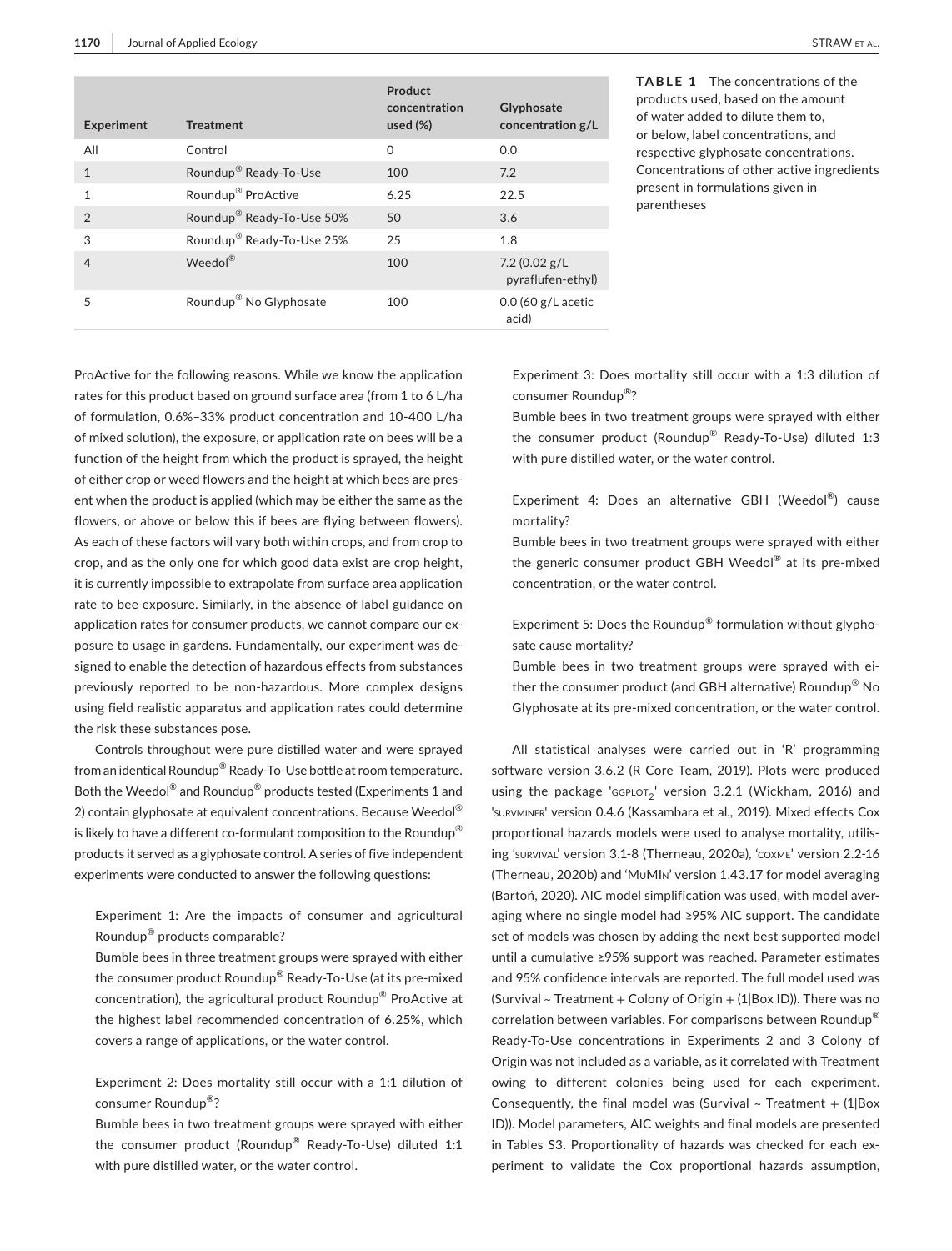| Experiment | Treatment | Product concentration used (%) | Glyphosate concentration g/L |
|---|---|---|---|
| All | Control | 0 | 0.0 |
| 1 | Roundup® Ready-To-Use | 100 | 7.2 |
| 1 | Roundup® ProActive | 6.25 | 22.5 |
| 2 | Roundup® Ready-To-Use 50% | 50 | 3.6 |
| 3 | Roundup® Ready-To-Use 25% | 25 | 1.8 |
| 4 | Weedol® | 100 | 7.2 (0.02 g/L pyraflufen-ethyl) |
| 5 | Roundup® No Glyphosate | 100 | 0.0 (60 g/L acetic acid) |

**TABLE 1** The concentrations of the products used, based on the amount of water added to dilute them to, or below, label concentrations, and respective glyphosate concentrations. Concentrations of other active ingredients present in formulations given in parentheses

ProActive for the following reasons. While we know the application rates for this product based on ground surface area (from 1 to 6 L/ha of formulation, 0.6%–33% product concentration and 10-400 L/ha of mixed solution), the exposure, or application rate on bees will be a function of the height from which the product is sprayed, the height of either crop or weed flowers and the height at which bees are present when the product is applied (which may be either the same as the flowers, or above or below this if bees are flying between flowers). As each of these factors will vary both within crops, and from crop to crop, and as the only one for which good data exist are crop height, it is currently impossible to extrapolate from surface area application rate to bee exposure. Similarly, in the absence of label guidance on application rates for consumer products, we cannot compare our exposure to usage in gardens. Fundamentally, our experiment was designed to enable the detection of hazardous effects from substances previously reported to be non-hazardous. More complex designs using field realistic apparatus and application rates could determine the risk these substances pose.

Controls throughout were pure distilled water and were sprayed from an identical Roundup® Ready-To-Use bottle at room temperature. Both the Weedol® and Roundup® products tested (Experiments 1 and 2) contain glyphosate at equivalent concentrations. Because Weedol® is likely to have a different co-formulant composition to the Roundup® products it served as a glyphosate control. A series of five independent experiments were conducted to answer the following questions:

> Experiment 1: Are the impacts of consumer and agricultural Roundup® products comparable?
>
> Bumble bees in three treatment groups were sprayed with either the consumer product Roundup® Ready-To-Use (at its pre-mixed concentration), the agricultural product Roundup® ProActive at the highest label recommended concentration of 6.25%, which covers a range of applications, or the water control.
>
> Experiment 2: Does mortality still occur with a 1:1 dilution of consumer Roundup®?
>
> Bumble bees in two treatment groups were sprayed with either the consumer product (Roundup® Ready-To-Use) diluted 1:1 with pure distilled water, or the water control.
>
> Experiment 3: Does mortality still occur with a 1:3 dilution of consumer Roundup®?
>
> Bumble bees in two treatment groups were sprayed with either the consumer product (Roundup® Ready-To-Use) diluted 1:3 with pure distilled water, or the water control.
>
> Experiment 4: Does an alternative GBH (Weedol®) cause mortality?
>
> Bumble bees in two treatment groups were sprayed with either the generic consumer product GBH Weedol® at its pre-mixed concentration, or the water control.
>
> Experiment 5: Does the Roundup® formulation without glyphosate cause mortality?
>
> Bumble bees in two treatment groups were sprayed with either the consumer product (and GBH alternative) Roundup® No Glyphosate at its pre-mixed concentration, or the water control.

All statistical analyses were carried out in 'R' programming software version 3.6.2 (R Core Team, 2019). Plots were produced using the package 'ggplot2' version 3.2.1 (Wickham, 2016) and 'survminer' version 0.4.6 (Kassambara et al., 2019). Mixed effects Cox proportional hazards models were used to analyse mortality, utilising 'survival' version 3.1-8 (Therneau, 2020a), 'coxme' version 2.2-16 (Therneau, 2020b) and 'MuMIn' version 1.43.17 for model averaging (Bartoń, 2020). AIC model simplification was used, with model averaging where no single model had ≥95% AIC support. The candidate set of models was chosen by adding the next best supported model until a cumulative ≥95% support was reached. Parameter estimates and 95% confidence intervals are reported. The full model used was (Survival ~ Treatment + Colony of Origin + (1|Box ID)). There was no correlation between variables. For comparisons between Roundup® Ready-To-Use concentrations in Experiments 2 and 3 Colony of Origin was not included as a variable, as it correlated with Treatment owing to different colonies being used for each experiment. Consequently, the final model was (Survival ~ Treatment + (1|Box ID)). Model parameters, AIC weights and final models are presented in Tables S3. Proportionality of hazards was checked for each experiment to validate the Cox proportional hazards assumption,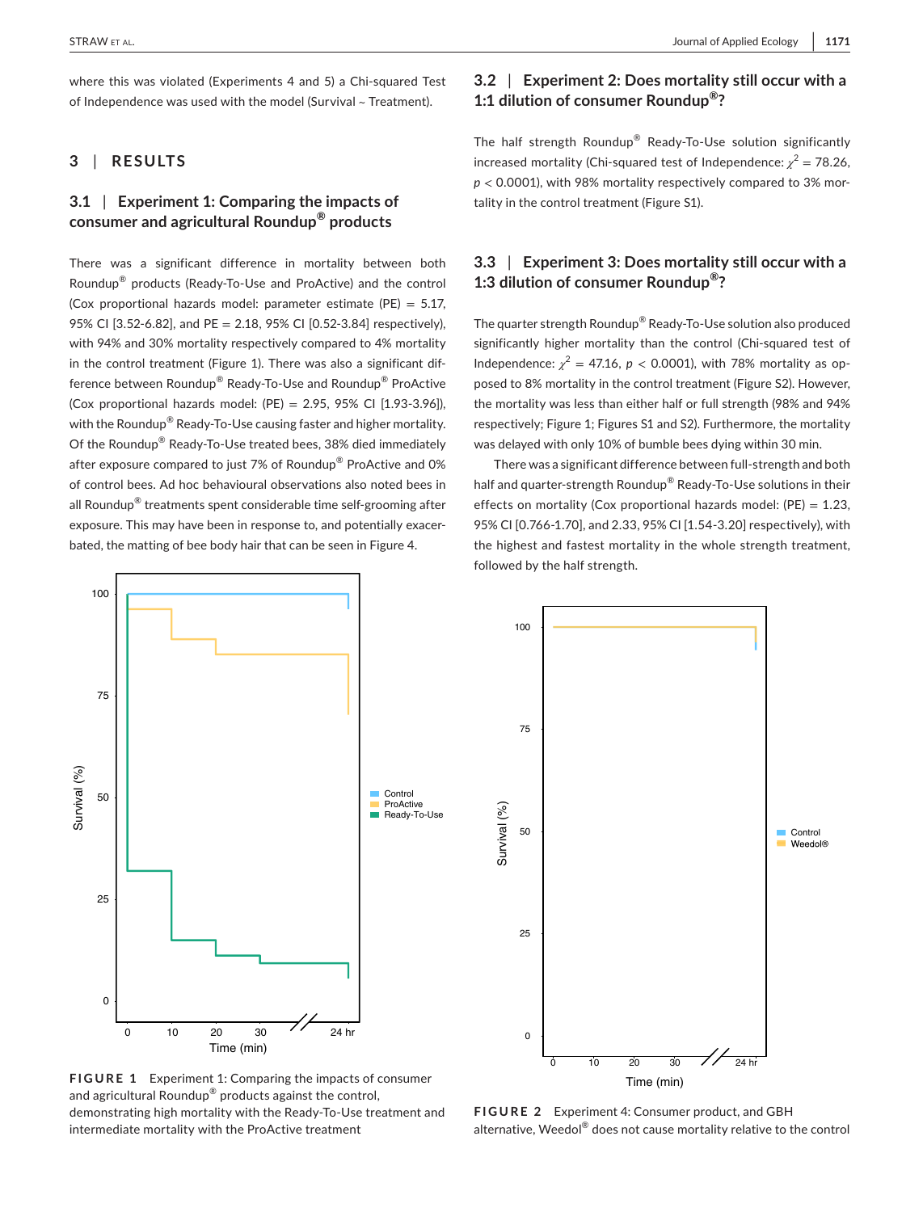where this was violated (Experiments 4 and 5) a Chi-squared Test of Independence was used with the model (Survival ~ Treatment).

## 3 | RESULTS

### 3.1 | Experiment 1: Comparing the impacts of consumer and agricultural Roundup® products

There was a significant difference in mortality between both Roundup® products (Ready-To-Use and ProActive) and the control (Cox proportional hazards model: parameter estimate (PE) = 5.17, 95% CI [3.52-6.82], and PE = 2.18, 95% CI [0.52-3.84] respectively), with 94% and 30% mortality respectively compared to 4% mortality in the control treatment (Figure 1). There was also a significant difference between Roundup® Ready-To-Use and Roundup® ProActive (Cox proportional hazards model: (PE) = 2.95, 95% CI [1.93-3.96]), with the Roundup® Ready-To-Use causing faster and higher mortality. Of the Roundup® Ready-To-Use treated bees, 38% died immediately after exposure compared to just 7% of Roundup® ProActive and 0% of control bees. Ad hoc behavioural observations also noted bees in all Roundup® treatments spent considerable time self-grooming after exposure. This may have been in response to, and potentially exacerbated, the matting of bee body hair that can be seen in Figure 4.

FIGURE 1 Experiment 1: Comparing the impacts of consumer and agricultural Roundup® products against the control, demonstrating high mortality with the Ready-To-Use treatment and intermediate mortality with the ProActive treatment

### 3.2 | Experiment 2: Does mortality still occur with a 1:1 dilution of consumer Roundup®?

The half strength Roundup® Ready-To-Use solution significantly increased mortality (Chi-squared test of Independence: $\chi^2 = 78.26$, $p < 0.0001$), with 98% mortality respectively compared to 3% mortality in the control treatment (Figure S1).

### 3.3 | Experiment 3: Does mortality still occur with a 1:3 dilution of consumer Roundup®?

The quarter strength Roundup® Ready-To-Use solution also produced significantly higher mortality than the control (Chi-squared test of Independence: $\chi^2 = 47.16$, $p < 0.0001$), with 78% mortality as opposed to 8% mortality in the control treatment (Figure S2). However, the mortality was less than either half or full strength (98% and 94% respectively; Figure 1; Figures S1 and S2). Furthermore, the mortality was delayed with only 10% of bumble bees dying within 30 min.

There was a significant difference between full-strength and both half and quarter-strength Roundup® Ready-To-Use solutions in their effects on mortality (Cox proportional hazards model: (PE) = 1.23, 95% CI [0.766-1.70], and 2.33, 95% CI [1.54-3.20] respectively), with the highest and fastest mortality in the whole strength treatment, followed by the half strength.

FIGURE 2 Experiment 4: Consumer product, and GBH alternative, Weedol® does not cause mortality relative to the control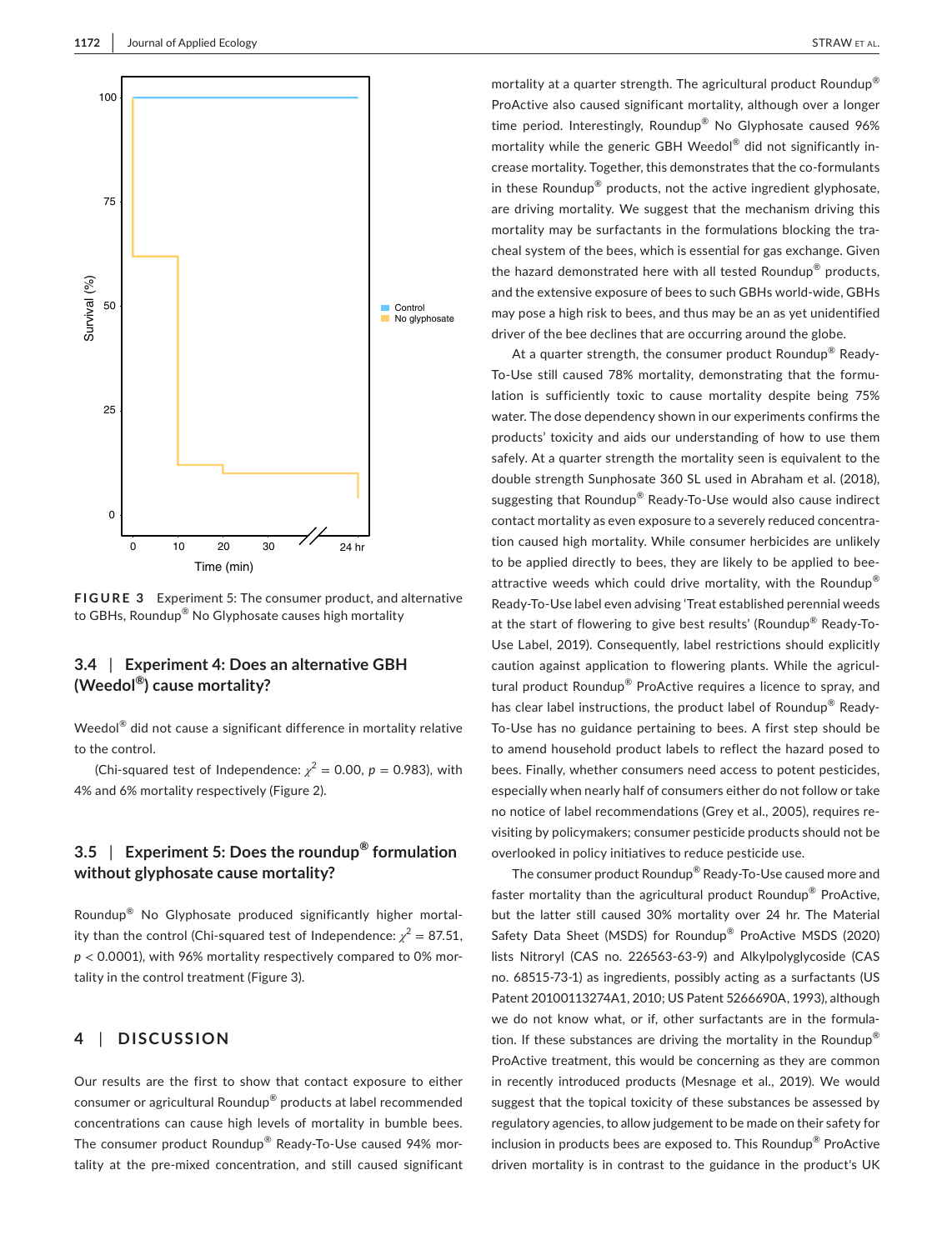FIGURE 3 Experiment 5: The consumer product, and alternative to GBHs, Roundup® No Glyphosate causes high mortality

### 3.4 | Experiment 4: Does an alternative GBH (Weedol®) cause mortality?

Weedol® did not cause a significant difference in mortality relative to the control.

(Chi-squared test of Independence: $\chi^2 = 0.00$, $p = 0.983$), with 4% and 6% mortality respectively (Figure 2).

### 3.5 | Experiment 5: Does the roundup® formulation without glyphosate cause mortality?

Roundup® No Glyphosate produced significantly higher mortality than the control (Chi-squared test of Independence: $\chi^2 = 87.51$, $p < 0.0001$), with 96% mortality respectively compared to 0% mortality in the control treatment (Figure 3).

## 4 | DISCUSSION

Our results are the first to show that contact exposure to either consumer or agricultural Roundup® products at label recommended concentrations can cause high levels of mortality in bumble bees. The consumer product Roundup® Ready-To-Use caused 94% mortality at the pre-mixed concentration, and still caused significant mortality at a quarter strength. The agricultural product Roundup® ProActive also caused significant mortality, although over a longer time period. Interestingly, Roundup® No Glyphosate caused 96% mortality while the generic GBH Weedol® did not significantly increase mortality. Together, this demonstrates that the co-formulants in these Roundup® products, not the active ingredient glyphosate, are driving mortality. We suggest that the mechanism driving this mortality may be surfactants in the formulations blocking the tracheal system of the bees, which is essential for gas exchange. Given the hazard demonstrated here with all tested Roundup® products, and the extensive exposure of bees to such GBHs world-wide, GBHs may pose a high risk to bees, and thus may be an as yet unidentified driver of the bee declines that are occurring around the globe.

At a quarter strength, the consumer product Roundup® Ready-To-Use still caused 78% mortality, demonstrating that the formulation is sufficiently toxic to cause mortality despite being 75% water. The dose dependency shown in our experiments confirms the products' toxicity and aids our understanding of how to use them safely. At a quarter strength the mortality seen is equivalent to the double strength Sunphosate 360 SL used in Abraham et al. (2018), suggesting that Roundup® Ready-To-Use would also cause indirect contact mortality as even exposure to a severely reduced concentration caused high mortality. While consumer herbicides are unlikely to be applied directly to bees, they are likely to be applied to bee-attractive weeds which could drive mortality, with the Roundup® Ready-To-Use label even advising 'Treat established perennial weeds at the start of flowering to give best results' (Roundup® Ready-To-Use Label, 2019). Consequently, label restrictions should explicitly caution against application to flowering plants. While the agricultural product Roundup® ProActive requires a licence to spray, and has clear label instructions, the product label of Roundup® Ready-To-Use has no guidance pertaining to bees. A first step should be to amend household product labels to reflect the hazard posed to bees. Finally, whether consumers need access to potent pesticides, especially when nearly half of consumers either do not follow or take no notice of label recommendations (Grey et al., 2005), requires revisiting by policymakers; consumer pesticide products should not be overlooked in policy initiatives to reduce pesticide use.

The consumer product Roundup® Ready-To-Use caused more and faster mortality than the agricultural product Roundup® ProActive, but the latter still caused 30% mortality over 24 hr. The Material Safety Data Sheet (MSDS) for Roundup® ProActive MSDS (2020) lists Nitroryl (CAS no. 226563-63-9) and Alkylpolyglycoside (CAS no. 68515-73-1) as ingredients, possibly acting as a surfactants (US Patent 20100113274A1, 2010; US Patent 5266690A, 1993), although we do not know what, or if, other surfactants are in the formulation. If these substances are driving the mortality in the Roundup® ProActive treatment, this would be concerning as they are common in recently introduced products (Mesnage et al., 2019). We would suggest that the topical toxicity of these substances be assessed by regulatory agencies, to allow judgement to be made on their safety for inclusion in products bees are exposed to. This Roundup® ProActive driven mortality is in contrast to the guidance in the product's UK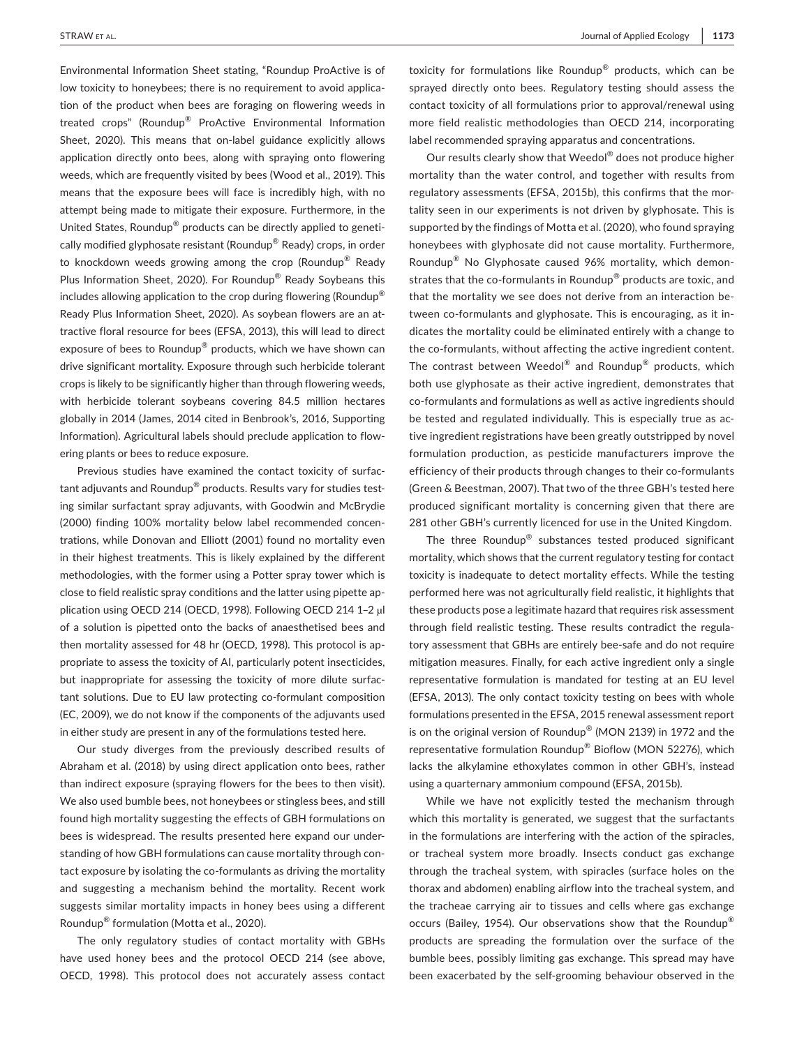Environmental Information Sheet stating, "Roundup ProActive is of low toxicity to honeybees; there is no requirement to avoid application of the product when bees are foraging on flowering weeds in treated crops" (Roundup® ProActive Environmental Information Sheet, 2020). This means that on-label guidance explicitly allows application directly onto bees, along with spraying onto flowering weeds, which are frequently visited by bees (Wood et al., 2019). This means that the exposure bees will face is incredibly high, with no attempt being made to mitigate their exposure. Furthermore, in the United States, Roundup® products can be directly applied to genetically modified glyphosate resistant (Roundup® Ready) crops, in order to knockdown weeds growing among the crop (Roundup® Ready Plus Information Sheet, 2020). For Roundup® Ready Soybeans this includes allowing application to the crop during flowering (Roundup® Ready Plus Information Sheet, 2020). As soybean flowers are an attractive floral resource for bees (EFSA, 2013), this will lead to direct exposure of bees to Roundup® products, which we have shown can drive significant mortality. Exposure through such herbicide tolerant crops is likely to be significantly higher than through flowering weeds, with herbicide tolerant soybeans covering 84.5 million hectares globally in 2014 (James, 2014 cited in Benbrook's, 2016, Supporting Information). Agricultural labels should preclude application to flowering plants or bees to reduce exposure.

Previous studies have examined the contact toxicity of surfactant adjuvants and Roundup® products. Results vary for studies testing similar surfactant spray adjuvants, with Goodwin and McBrydie (2000) finding 100% mortality below label recommended concentrations, while Donovan and Elliott (2001) found no mortality even in their highest treatments. This is likely explained by the different methodologies, with the former using a Potter spray tower which is close to field realistic spray conditions and the latter using pipette application using OECD 214 (OECD, 1998). Following OECD 214 1–2 μl of a solution is pipetted onto the backs of anaesthetised bees and then mortality assessed for 48 hr (OECD, 1998). This protocol is appropriate to assess the toxicity of AI, particularly potent insecticides, but inappropriate for assessing the toxicity of more dilute surfactant solutions. Due to EU law protecting co-formulant composition (EC, 2009), we do not know if the components of the adjuvants used in either study are present in any of the formulations tested here.

Our study diverges from the previously described results of Abraham et al. (2018) by using direct application onto bees, rather than indirect exposure (spraying flowers for the bees to then visit). We also used bumble bees, not honeybees or stingless bees, and still found high mortality suggesting the effects of GBH formulations on bees is widespread. The results presented here expand our understanding of how GBH formulations can cause mortality through contact exposure by isolating the co-formulants as driving the mortality and suggesting a mechanism behind the mortality. Recent work suggests similar mortality impacts in honey bees using a different Roundup® formulation (Motta et al., 2020).

The only regulatory studies of contact mortality with GBHs have used honey bees and the protocol OECD 214 (see above, OECD, 1998). This protocol does not accurately assess contact toxicity for formulations like Roundup® products, which can be sprayed directly onto bees. Regulatory testing should assess the contact toxicity of all formulations prior to approval/renewal using more field realistic methodologies than OECD 214, incorporating label recommended spraying apparatus and concentrations.

Our results clearly show that Weedol® does not produce higher mortality than the water control, and together with results from regulatory assessments (EFSA, 2015b), this confirms that the mortality seen in our experiments is not driven by glyphosate. This is supported by the findings of Motta et al. (2020), who found spraying honeybees with glyphosate did not cause mortality. Furthermore, Roundup® No Glyphosate caused 96% mortality, which demonstrates that the co-formulants in Roundup® products are toxic, and that the mortality we see does not derive from an interaction between co-formulants and glyphosate. This is encouraging, as it indicates the mortality could be eliminated entirely with a change to the co-formulants, without affecting the active ingredient content. The contrast between Weedol® and Roundup® products, which both use glyphosate as their active ingredient, demonstrates that co-formulants and formulations as well as active ingredients should be tested and regulated individually. This is especially true as active ingredient registrations have been greatly outstripped by novel formulation production, as pesticide manufacturers improve the efficiency of their products through changes to their co-formulants (Green & Beestman, 2007). That two of the three GBH's tested here produced significant mortality is concerning given that there are 281 other GBH's currently licenced for use in the United Kingdom.

The three Roundup® substances tested produced significant mortality, which shows that the current regulatory testing for contact toxicity is inadequate to detect mortality effects. While the testing performed here was not agriculturally field realistic, it highlights that these products pose a legitimate hazard that requires risk assessment through field realistic testing. These results contradict the regulatory assessment that GBHs are entirely bee-safe and do not require mitigation measures. Finally, for each active ingredient only a single representative formulation is mandated for testing at an EU level (EFSA, 2013). The only contact toxicity testing on bees with whole formulations presented in the EFSA, 2015 renewal assessment report is on the original version of Roundup® (MON 2139) in 1972 and the representative formulation Roundup® Bioflow (MON 52276), which lacks the alkylamine ethoxylates common in other GBH's, instead using a quarternary ammonium compound (EFSA, 2015b).

While we have not explicitly tested the mechanism through which this mortality is generated, we suggest that the surfactants in the formulations are interfering with the action of the spiracles, or tracheal system more broadly. Insects conduct gas exchange through the tracheal system, with spiracles (surface holes on the thorax and abdomen) enabling airflow into the tracheal system, and the tracheae carrying air to tissues and cells where gas exchange occurs (Bailey, 1954). Our observations show that the Roundup® products are spreading the formulation over the surface of the bumble bees, possibly limiting gas exchange. This spread may have been exacerbated by the self-grooming behaviour observed in the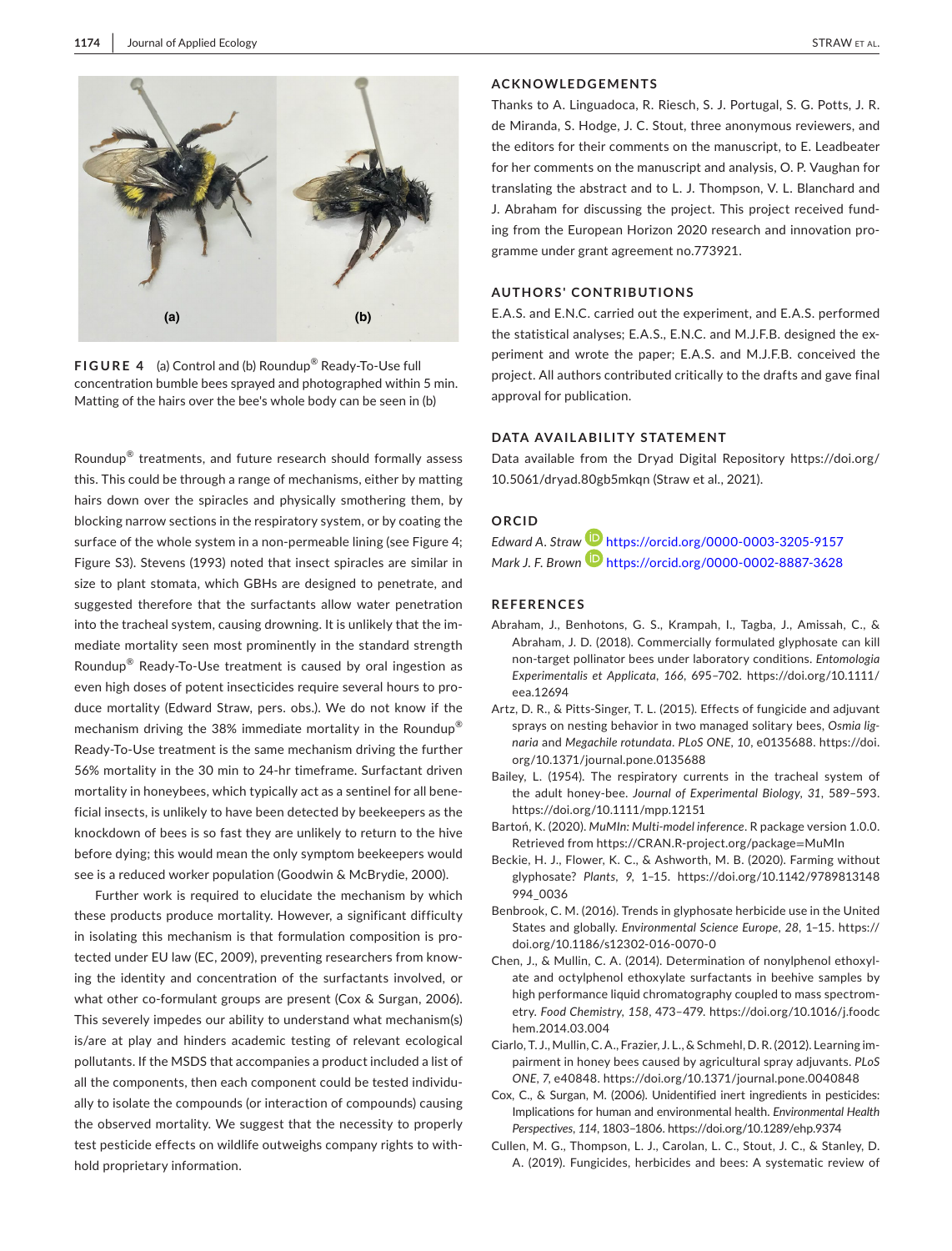FIGURE 4 (a) Control and (b) Roundup® Ready-To-Use full concentration bumble bees sprayed and photographed within 5 min. Matting of the hairs over the bee's whole body can be seen in (b)

Roundup® treatments, and future research should formally assess this. This could be through a range of mechanisms, either by matting hairs down over the spiracles and physically smothering them, by blocking narrow sections in the respiratory system, or by coating the surface of the whole system in a non-permeable lining (see Figure 4; Figure S3). Stevens (1993) noted that insect spiracles are similar in size to plant stomata, which GBHs are designed to penetrate, and suggested therefore that the surfactants allow water penetration into the tracheal system, causing drowning. It is unlikely that the immediate mortality seen most prominently in the standard strength Roundup® Ready-To-Use treatment is caused by oral ingestion as even high doses of potent insecticides require several hours to produce mortality (Edward Straw, pers. obs.). We do not know if the mechanism driving the 38% immediate mortality in the Roundup® Ready-To-Use treatment is the same mechanism driving the further 56% mortality in the 30 min to 24-hr timeframe. Surfactant driven mortality in honeybees, which typically act as a sentinel for all beneficial insects, is unlikely to have been detected by beekeepers as the knockdown of bees is so fast they are unlikely to return to the hive before dying; this would mean the only symptom beekeepers would see is a reduced worker population (Goodwin & McBrydie, 2000).

Further work is required to elucidate the mechanism by which these products produce mortality. However, a significant difficulty in isolating this mechanism is that formulation composition is protected under EU law (EC, 2009), preventing researchers from knowing the identity and concentration of the surfactants involved, or what other co-formulant groups are present (Cox & Surgan, 2006). This severely impedes our ability to understand what mechanism(s) is/are at play and hinders academic testing of relevant ecological pollutants. If the MSDS that accompanies a product included a list of all the components, then each component could be tested individually to isolate the compounds (or interaction of compounds) causing the observed mortality. We suggest that the necessity to properly test pesticide effects on wildlife outweighs company rights to withhold proprietary information.

## ACKNOWLEDGEMENTS

Thanks to A. Linguadoca, R. Riesch, S. J. Portugal, S. G. Potts, J. R. de Miranda, S. Hodge, J. C. Stout, three anonymous reviewers, and the editors for their comments on the manuscript, to E. Leadbeater for her comments on the manuscript and analysis, O. P. Vaughan for translating the abstract and to L. J. Thompson, V. L. Blanchard and J. Abraham for discussing the project. This project received funding from the European Horizon 2020 research and innovation programme under grant agreement no.773921.

## AUTHORS' CONTRIBUTIONS

E.A.S. and E.N.C. carried out the experiment, and E.A.S. performed the statistical analyses; E.A.S., E.N.C. and M.J.F.B. designed the experiment and wrote the paper; E.A.S. and M.J.F.B. conceived the project. All authors contributed critically to the drafts and gave final approval for publication.

## DATA AVAILABILITY STATEMENT

Data available from the Dryad Digital Repository https://doi.org/10.5061/dryad.80gb5mkqn (Straw et al., 2021).

## ORCID

*Edward A. Straw* https://orcid.org/0000-0003-3205-9157
*Mark J. F. Brown* https://orcid.org/0000-0002-8887-3628

## REFERENCES

Abraham, J., Benhotons, G. S., Krampah, I., Tagba, J., Amissah, C., & Abraham, J. D. (2018). Commercially formulated glyphosate can kill non-target pollinator bees under laboratory conditions. *Entomologia Experimentalis et Applicata*, *166*, 695–702. https://doi.org/10.1111/eea.12694

Artz, D. R., & Pitts-Singer, T. L. (2015). Effects of fungicide and adjuvant sprays on nesting behavior in two managed solitary bees, *Osmia lignaria* and *Megachile rotundata*. *PLoS ONE*, *10*, e0135688. https://doi.org/10.1371/journal.pone.0135688

Bailey, L. (1954). The respiratory currents in the tracheal system of the adult honey-bee. *Journal of Experimental Biology*, *31*, 589–593. https://doi.org/10.1111/mpp.12151

Bartoń, K. (2020). *MuMIn: Multi-model inference*. R package version 1.0.0. Retrieved from https://CRAN.R-project.org/package=MuMIn

Beckie, H. J., Flower, K. C., & Ashworth, M. B. (2020). Farming without glyphosate? *Plants*, *9*, 1–15. https://doi.org/10.1142/9789813148994_0036

Benbrook, C. M. (2016). Trends in glyphosate herbicide use in the United States and globally. *Environmental Science Europe*, *28*, 1–15. https://doi.org/10.1186/s12302-016-0070-0

Chen, J., & Mullin, C. A. (2014). Determination of nonylphenol ethoxylate and octylphenol ethoxylate surfactants in beehive samples by high performance liquid chromatography coupled to mass spectrometry. *Food Chemistry*, *158*, 473–479. https://doi.org/10.1016/j.foodchem.2014.03.004

Ciarlo, T. J., Mullin, C. A., Frazier, J. L., & Schmehl, D. R. (2012). Learning impairment in honey bees caused by agricultural spray adjuvants. *PLoS ONE*, *7*, e40848. https://doi.org/10.1371/journal.pone.0040848

Cox, C., & Surgan, M. (2006). Unidentified inert ingredients in pesticides: Implications for human and environmental health. *Environmental Health Perspectives*, *114*, 1803–1806. https://doi.org/10.1289/ehp.9374

Cullen, M. G., Thompson, L. J., Carolan, J. C., Stout, J. C., & Stanley, D. A. (2019). Fungicides, herbicides and bees: A systematic review of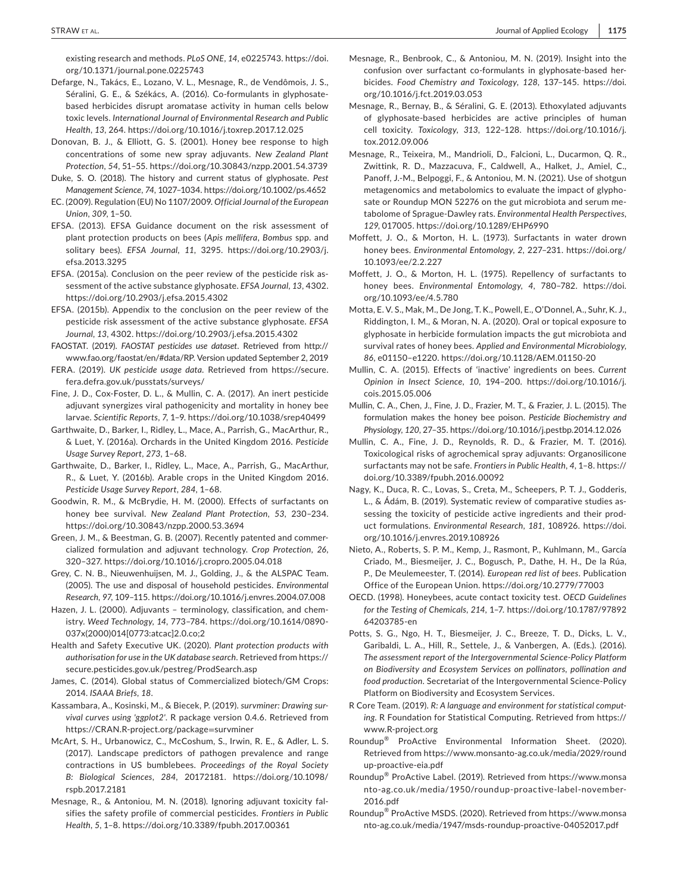existing research and methods. *PLoS ONE*, *14*, e0225743. https://doi.org/10.1371/journal.pone.0225743

Defarge, N., Takács, E., Lozano, V. L., Mesnage, R., de Vendômois, J. S., Séralini, G. E., & Székács, A. (2016). Co-formulants in glyphosate-based herbicides disrupt aromatase activity in human cells below toxic levels. *International Journal of Environmental Research and Public Health*, *13*, 264. https://doi.org/10.1016/j.toxrep.2017.12.025

Donovan, B. J., & Elliott, G. S. (2001). Honey bee response to high concentrations of some new spray adjuvants. *New Zealand Plant Protection*, *54*, 51–55. https://doi.org/10.30843/nzpp.2001.54.3739

Duke, S. O. (2018). The history and current status of glyphosate. *Pest Management Science*, *74*, 1027–1034. https://doi.org/10.1002/ps.4652

EC. (2009). Regulation (EU) No 1107/2009. *Official Journal of the European Union*, *309*, 1–50.

EFSA. (2013). EFSA Guidance document on the risk assessment of plant protection products on bees (*Apis mellifera*, *Bombus* spp. and solitary bees). *EFSA Journal*, *11*, 3295. https://doi.org/10.2903/j.efsa.2013.3295

EFSA. (2015a). Conclusion on the peer review of the pesticide risk assessment of the active substance glyphosate. *EFSA Journal*, *13*, 4302. https://doi.org/10.2903/j.efsa.2015.4302

EFSA. (2015b). Appendix to the conclusion on the peer review of the pesticide risk assessment of the active substance glyphosate. *EFSA Journal*, *13*, 4302. https://doi.org/10.2903/j.efsa.2015.4302

FAOSTAT. (2019). *FAOSTAT pesticides use dataset*. Retrieved from http://www.fao.org/faostat/en/#data/RP. Version updated September 2, 2019

FERA. (2019). *UK pesticide usage data*. Retrieved from https://secure.fera.defra.gov.uk/pusstats/surveys/

Fine, J. D., Cox-Foster, D. L., & Mullin, C. A. (2017). An inert pesticide adjuvant synergizes viral pathogenicity and mortality in honey bee larvae. *Scientific Reports*, *7*, 1–9. https://doi.org/10.1038/srep40499

Garthwaite, D., Barker, I., Ridley, L., Mace, A., Parrish, G., MacArthur, R., & Luet, Y. (2016a). Orchards in the United Kingdom 2016. *Pesticide Usage Survey Report*, *273*, 1–68.

Garthwaite, D., Barker, I., Ridley, L., Mace, A., Parrish, G., MacArthur, R., & Luet, Y. (2016b). Arable crops in the United Kingdom 2016. *Pesticide Usage Survey Report*, *284*, 1–68.

Goodwin, R. M., & McBrydie, H. M. (2000). Effects of surfactants on honey bee survival. *New Zealand Plant Protection*, *53*, 230–234. https://doi.org/10.30843/nzpp.2000.53.3694

Green, J. M., & Beestman, G. B. (2007). Recently patented and commercialized formulation and adjuvant technology. *Crop Protection*, *26*, 320–327. https://doi.org/10.1016/j.cropro.2005.04.018

Grey, C. N. B., Nieuwenhuijsen, M. J., Golding, J., & the ALSPAC Team. (2005). The use and disposal of household pesticides. *Environmental Research*, *97*, 109–115. https://doi.org/10.1016/j.envres.2004.07.008

Hazen, J. L. (2000). Adjuvants – terminology, classification, and chemistry. *Weed Technology*, *14*, 773–784. https://doi.org/10.1614/0890-037x(2000)014[0773:atcac]2.0.co;2

Health and Safety Executive UK. (2020). *Plant protection products with authorisation for use in the UK database search*. Retrieved from https://secure.pesticides.gov.uk/pestreg/ProdSearch.asp

James, C. (2014). Global status of Commercialized biotech/GM Crops: 2014. *ISAAA Briefs*, *18*.

Kassambara, A., Kosinski, M., & Biecek, P. (2019). *survminer: Drawing survival curves using 'ggplot2'*. R package version 0.4.6. Retrieved from https://CRAN.R-project.org/package=survminer

McArt, S. H., Urbanowicz, C., McCoshum, S., Irwin, R. E., & Adler, L. S. (2017). Landscape predictors of pathogen prevalence and range contractions in US bumblebees. *Proceedings of the Royal Society B: Biological Sciences*, *284*, 20172181. https://doi.org/10.1098/rspb.2017.2181

Mesnage, R., & Antoniou, M. N. (2018). Ignoring adjuvant toxicity falsifies the safety profile of commercial pesticides. *Frontiers in Public Health*, *5*, 1–8. https://doi.org/10.3389/fpubh.2017.00361

Mesnage, R., Benbrook, C., & Antoniou, M. N. (2019). Insight into the confusion over surfactant co-formulants in glyphosate-based herbicides. *Food Chemistry and Toxicology*, *128*, 137–145. https://doi.org/10.1016/j.fct.2019.03.053

Mesnage, R., Bernay, B., & Séralini, G. E. (2013). Ethoxylated adjuvants of glyphosate-based herbicides are active principles of human cell toxicity. *Toxicology*, *313*, 122–128. https://doi.org/10.1016/j.tox.2012.09.006

Mesnage, R., Teixeira, M., Mandrioli, D., Falcioni, L., Ducarmon, Q. R., Zwittink, R. D., Mazzacuva, F., Caldwell, A., Halket, J., Amiel, C., Panoff, J.-M., Belpoggi, F., & Antoniou, M. N. (2021). Use of shotgun metagenomics and metabolomics to evaluate the impact of glyphosate or Roundup MON 52276 on the gut microbiota and serum metabolome of Sprague-Dawley rats. *Environmental Health Perspectives*, *129*, 017005. https://doi.org/10.1289/EHP6990

Moffett, J. O., & Morton, H. L. (1973). Surfactants in water drown honey bees. *Environmental Entomology*, *2*, 227–231. https://doi.org/10.1093/ee/2.2.227

Moffett, J. O., & Morton, H. L. (1975). Repellency of surfactants to honey bees. *Environmental Entomology*, *4*, 780–782. https://doi.org/10.1093/ee/4.5.780

Motta, E. V. S., Mak, M., De Jong, T. K., Powell, E., O'Donnel, A., Suhr, K. J., Riddington, I. M., & Moran, N. A. (2020). Oral or topical exposure to glyphosate in herbicide formulation impacts the gut microbiota and survival rates of honey bees. *Applied and Environmental Microbiology*, *86*, e01150–e1220. https://doi.org/10.1128/AEM.01150-20

Mullin, C. A. (2015). Effects of 'inactive' ingredients on bees. *Current Opinion in Insect Science*, *10*, 194–200. https://doi.org/10.1016/j.cois.2015.05.006

Mullin, C. A., Chen, J., Fine, J. D., Frazier, M. T., & Frazier, J. L. (2015). The formulation makes the honey bee poison. *Pesticide Biochemistry and Physiology*, *120*, 27–35. https://doi.org/10.1016/j.pestbp.2014.12.026

Mullin, C. A., Fine, J. D., Reynolds, R. D., & Frazier, M. T. (2016). Toxicological risks of agrochemical spray adjuvants: Organosilicone surfactants may not be safe. *Frontiers in Public Health*, *4*, 1–8. https://doi.org/10.3389/fpubh.2016.00092

Nagy, K., Duca, R. C., Lovas, S., Creta, M., Scheepers, P. T. J., Godderis, L., & Ádám, B. (2019). Systematic review of comparative studies assessing the toxicity of pesticide active ingredients and their product formulations. *Environmental Research*, *181*, 108926. https://doi.org/10.1016/j.envres.2019.108926

Nieto, A., Roberts, S. P. M., Kemp, J., Rasmont, P., Kuhlmann, M., García Criado, M., Biesmeijer, J. C., Bogusch, P., Dathe, H. H., De la Rúa, P., De Meulemeester, T. (2014). *European red list of bees*. Publication Office of the European Union. https://doi.org/10.2779/77003

OECD. (1998). Honeybees, acute contact toxicity test. *OECD Guidelines for the Testing of Chemicals*, *214*, 1–7. https://doi.org/10.1787/9789264203785-en

Potts, S. G., Ngo, H. T., Biesmeijer, J. C., Breeze, T. D., Dicks, L. V., Garibaldi, L. A., Hill, R., Settele, J., & Vanbergen, A. (Eds.). (2016). *The assessment report of the Intergovernmental Science-Policy Platform on Biodiversity and Ecosystem Services on pollinators, pollination and food production*. Secretariat of the Intergovernmental Science-Policy Platform on Biodiversity and Ecosystem Services.

R Core Team. (2019). *R: A language and environment for statistical computing*. R Foundation for Statistical Computing. Retrieved from https://www.R-project.org

Roundup® ProActive Environmental Information Sheet. (2020). Retrieved from https://www.monsanto-ag.co.uk/media/2029/roundup-proactive-eia.pdf

Roundup® ProActive Label. (2019). Retrieved from https://www.monsanto-ag.co.uk/media/1950/roundup-proactive-label-november-2016.pdf

Roundup® ProActive MSDS. (2020). Retrieved from https://www.monsanto-ag.co.uk/media/1947/msds-roundup-proactive-04052017.pdf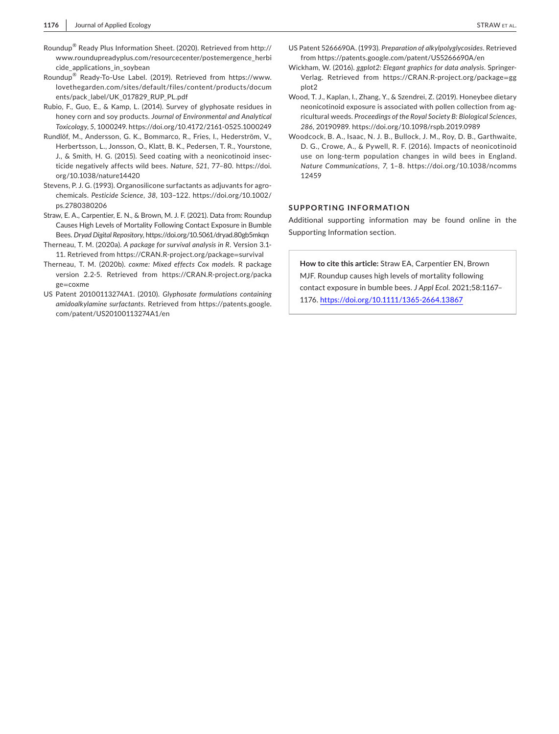Roundup® Ready Plus Information Sheet. (2020). Retrieved from http://www.roundupreadyplus.com/resourcecenter/postemergence_herbicide_applications_in_soybean

Roundup® Ready-To-Use Label. (2019). Retrieved from https://www.lovethegarden.com/sites/default/files/content/products/documents/pack_label/UK_017829_RUP_PL.pdf

Rubio, F., Guo, E., & Kamp, L. (2014). Survey of glyphosate residues in honey corn and soy products. *Journal of Environmental and Analytical Toxicology*, *5*, 1000249. https://doi.org/10.4172/2161-0525.1000249

Rundlöf, M., Andersson, G. K., Bommarco, R., Fries, I., Hederström, V., Herbertsson, L., Jonsson, O., Klatt, B. K., Pedersen, T. R., Yourstone, J., & Smith, H. G. (2015). Seed coating with a neonicotinoid insecticide negatively affects wild bees. *Nature*, *521*, 77–80. https://doi.org/10.1038/nature14420

Stevens, P. J. G. (1993). Organosilicone surfactants as adjuvants for agrochemicals. *Pesticide Science*, *38*, 103–122. https://doi.org/10.1002/ps.2780380206

Straw, E. A., Carpentier, E. N., & Brown, M. J. F. (2021). Data from: Roundup Causes High Levels of Mortality Following Contact Exposure in Bumble Bees. *Dryad Digital Repository*, https://doi.org/10.5061/dryad.80gb5mkqn

Therneau, T. M. (2020a). *A package for survival analysis in R*. Version 3.1-11. Retrieved from https://CRAN.R-project.org/package=survival

Therneau, T. M. (2020b). *coxme: Mixed effects Cox models*. R package version 2.2-5. Retrieved from https://CRAN.R-project.org/package=coxme

US Patent 20100113274A1. (2010). *Glyphosate formulations containing amidoalkylamine surfactants*. Retrieved from https://patents.google.com/patent/US20100113274A1/en

US Patent 5266690A. (1993). *Preparation of alkylpolyglycosides*. Retrieved from https://patents.google.com/patent/US5266690A/en

Wickham, W. (2016). *ggplot2: Elegant graphics for data analysis*. Springer-Verlag. Retrieved from https://CRAN.R-project.org/package=ggplot2

Wood, T. J., Kaplan, I., Zhang, Y., & Szendrei, Z. (2019). Honeybee dietary neonicotinoid exposure is associated with pollen collection from agricultural weeds. *Proceedings of the Royal Society B: Biological Sciences*, *286*, 20190989. https://doi.org/10.1098/rspb.2019.0989

Woodcock, B. A., Isaac, N. J. B., Bullock, J. M., Roy, D. B., Garthwaite, D. G., Crowe, A., & Pywell, R. F. (2016). Impacts of neonicotinoid use on long-term population changes in wild bees in England. *Nature Communications*, *7*, 1–8. https://doi.org/10.1038/ncomms12459

## SUPPORTING INFORMATION

Additional supporting information may be found online in the Supporting Information section.

**How to cite this article:** Straw EA, Carpentier EN, Brown MJF. Roundup causes high levels of mortality following contact exposure in bumble bees. *J Appl Ecol*. 2021;58:1167–1176. https://doi.org/10.1111/1365-2664.13867